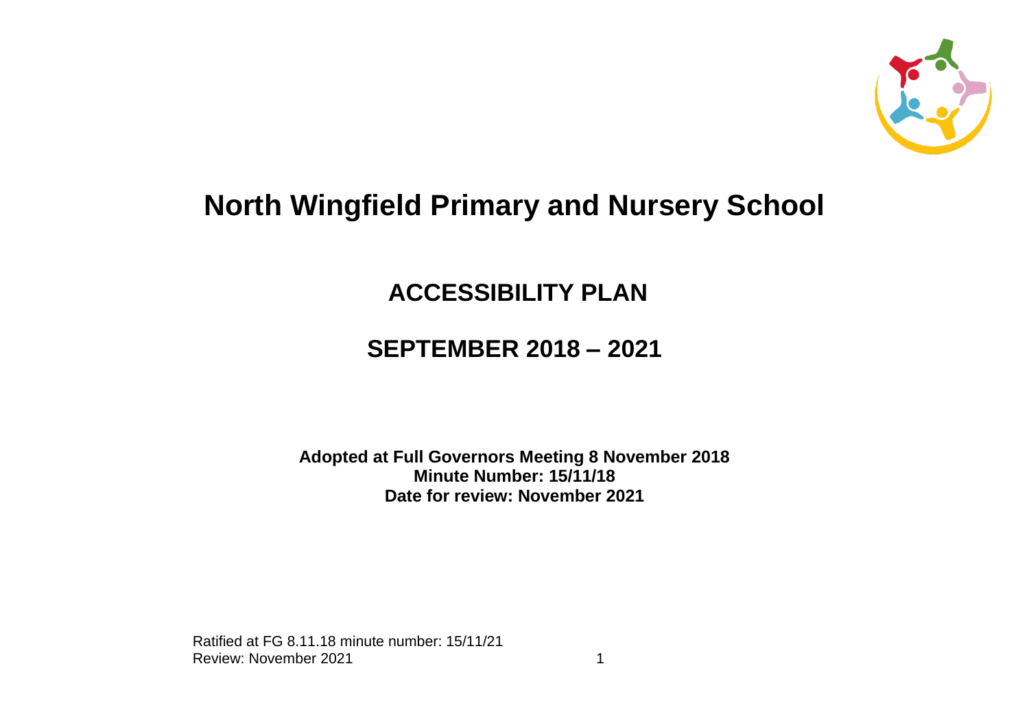# North Wingfield Primary and Nursery School

## ACCESSIBILITY PLAN

## SEPTEMBER 2018 – 2021

**Adopted at Full Governors Meeting 8 November 2018**
**Minute Number: 15/11/18**
**Date for review: November 2021**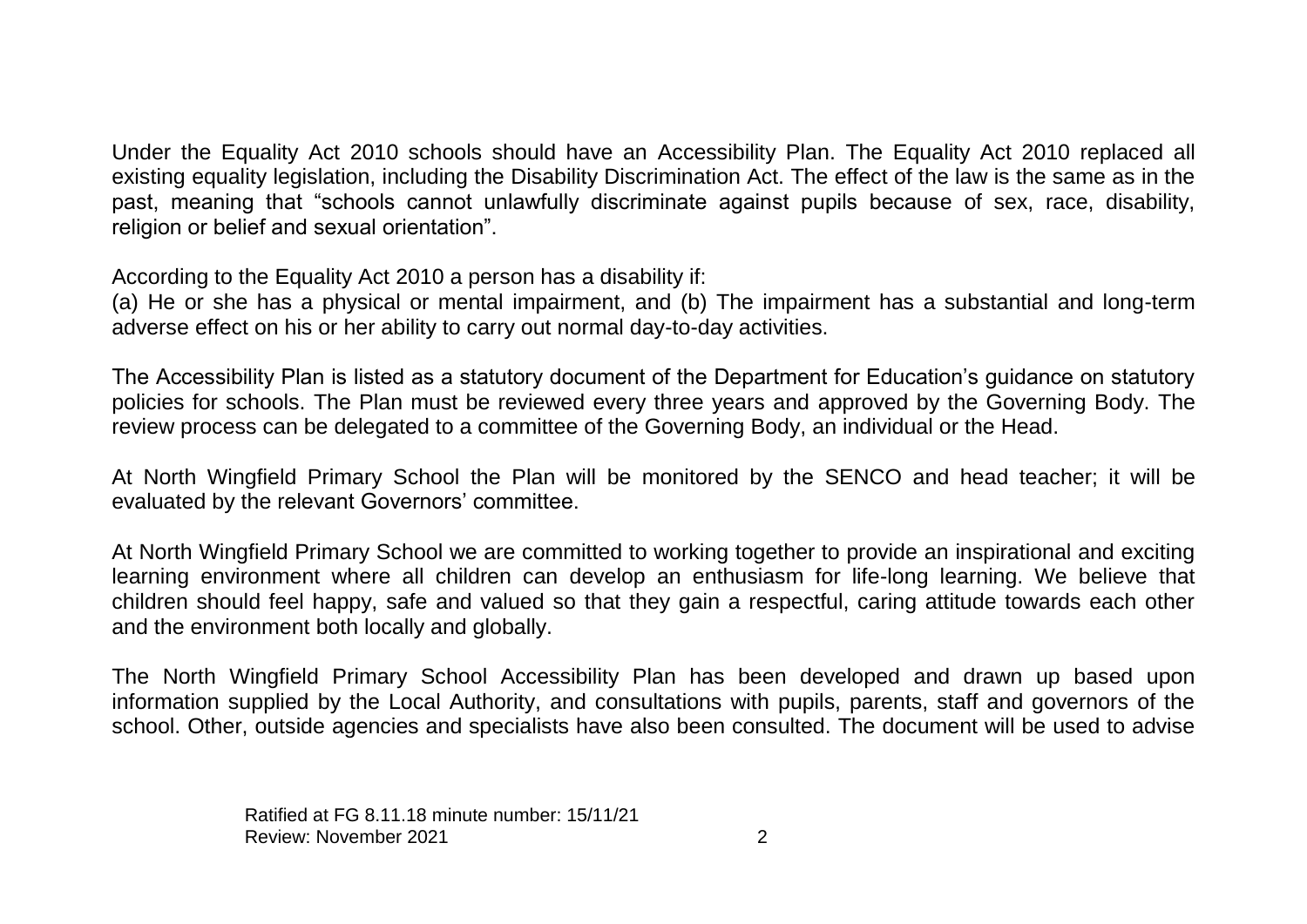Under the Equality Act 2010 schools should have an Accessibility Plan. The Equality Act 2010 replaced all existing equality legislation, including the Disability Discrimination Act. The effect of the law is the same as in the past, meaning that "schools cannot unlawfully discriminate against pupils because of sex, race, disability, religion or belief and sexual orientation".

According to the Equality Act 2010 a person has a disability if:
(a) He or she has a physical or mental impairment, and (b) The impairment has a substantial and long-term adverse effect on his or her ability to carry out normal day-to-day activities.

The Accessibility Plan is listed as a statutory document of the Department for Education's guidance on statutory policies for schools. The Plan must be reviewed every three years and approved by the Governing Body. The review process can be delegated to a committee of the Governing Body, an individual or the Head.

At North Wingfield Primary School the Plan will be monitored by the SENCO and head teacher; it will be evaluated by the relevant Governors' committee.

At North Wingfield Primary School we are committed to working together to provide an inspirational and exciting learning environment where all children can develop an enthusiasm for life-long learning. We believe that children should feel happy, safe and valued so that they gain a respectful, caring attitude towards each other and the environment both locally and globally.

The North Wingfield Primary School Accessibility Plan has been developed and drawn up based upon information supplied by the Local Authority, and consultations with pupils, parents, staff and governors of the school. Other, outside agencies and specialists have also been consulted. The document will be used to advise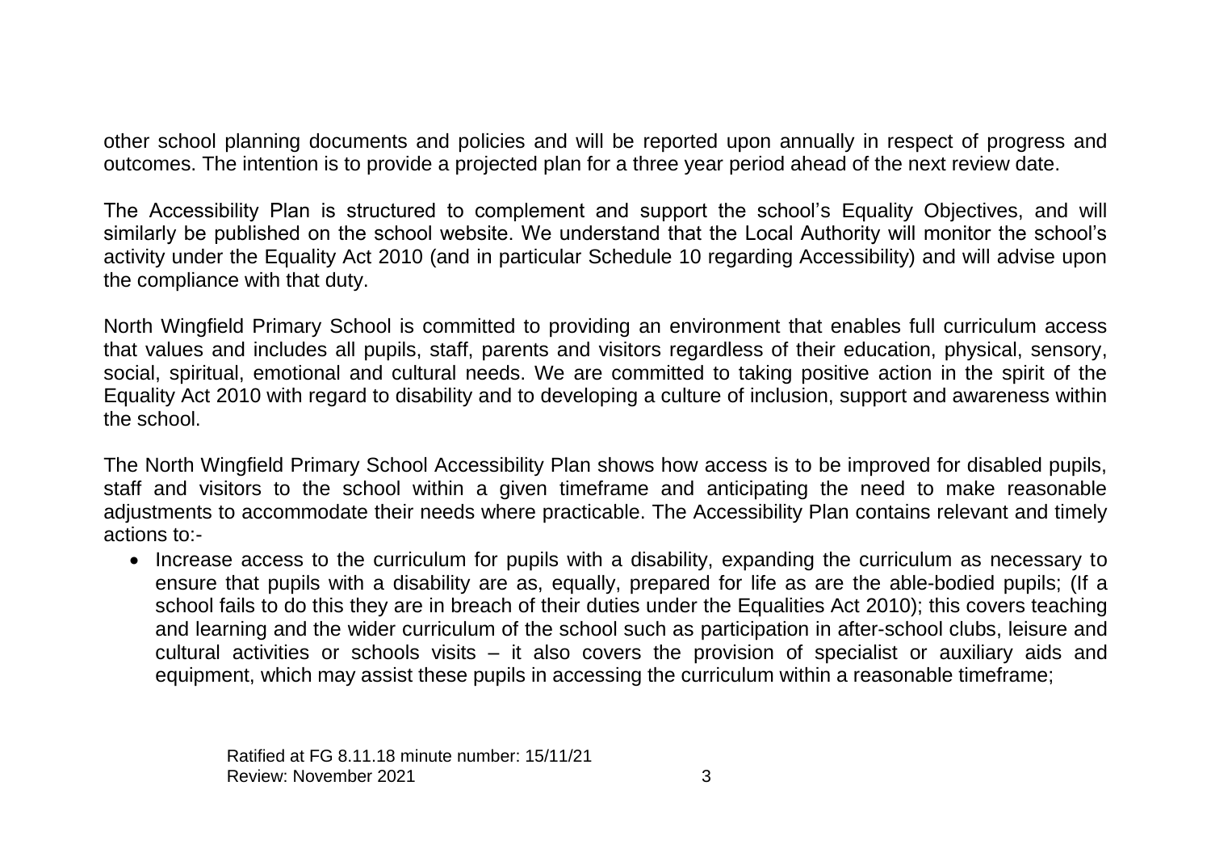other school planning documents and policies and will be reported upon annually in respect of progress and outcomes. The intention is to provide a projected plan for a three year period ahead of the next review date.

The Accessibility Plan is structured to complement and support the school's Equality Objectives, and will similarly be published on the school website. We understand that the Local Authority will monitor the school's activity under the Equality Act 2010 (and in particular Schedule 10 regarding Accessibility) and will advise upon the compliance with that duty.

North Wingfield Primary School is committed to providing an environment that enables full curriculum access that values and includes all pupils, staff, parents and visitors regardless of their education, physical, sensory, social, spiritual, emotional and cultural needs. We are committed to taking positive action in the spirit of the Equality Act 2010 with regard to disability and to developing a culture of inclusion, support and awareness within the school.

The North Wingfield Primary School Accessibility Plan shows how access is to be improved for disabled pupils, staff and visitors to the school within a given timeframe and anticipating the need to make reasonable adjustments to accommodate their needs where practicable. The Accessibility Plan contains relevant and timely actions to:-

- Increase access to the curriculum for pupils with a disability, expanding the curriculum as necessary to ensure that pupils with a disability are as, equally, prepared for life as are the able-bodied pupils; (If a school fails to do this they are in breach of their duties under the Equalities Act 2010); this covers teaching and learning and the wider curriculum of the school such as participation in after-school clubs, leisure and cultural activities or schools visits – it also covers the provision of specialist or auxiliary aids and equipment, which may assist these pupils in accessing the curriculum within a reasonable timeframe;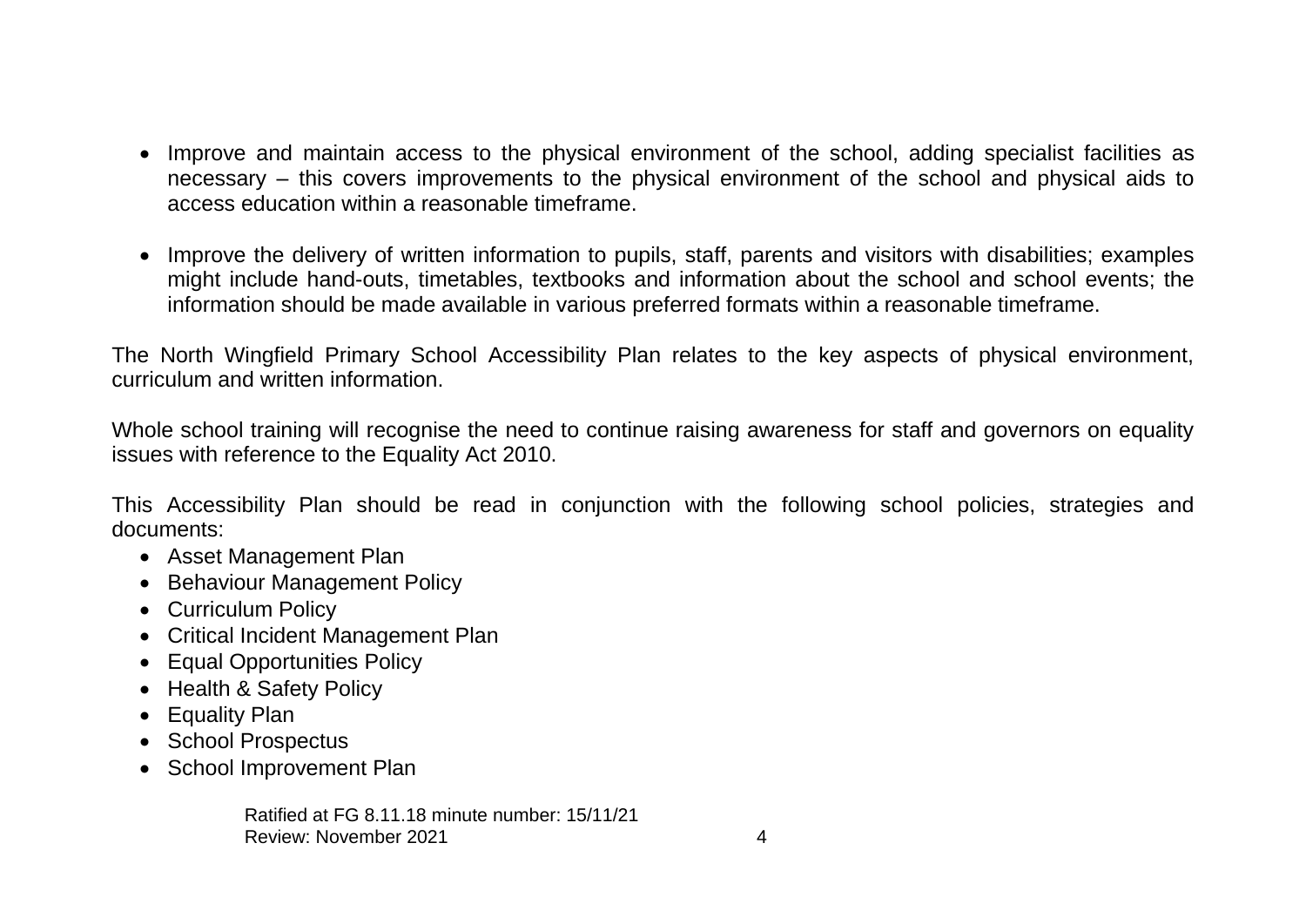- Improve and maintain access to the physical environment of the school, adding specialist facilities as necessary – this covers improvements to the physical environment of the school and physical aids to access education within a reasonable timeframe.

- Improve the delivery of written information to pupils, staff, parents and visitors with disabilities; examples might include hand-outs, timetables, textbooks and information about the school and school events; the information should be made available in various preferred formats within a reasonable timeframe.

The North Wingfield Primary School Accessibility Plan relates to the key aspects of physical environment, curriculum and written information.

Whole school training will recognise the need to continue raising awareness for staff and governors on equality issues with reference to the Equality Act 2010.

This Accessibility Plan should be read in conjunction with the following school policies, strategies and documents:

- Asset Management Plan
- Behaviour Management Policy
- Curriculum Policy
- Critical Incident Management Plan
- Equal Opportunities Policy
- Health & Safety Policy
- Equality Plan
- School Prospectus
- School Improvement Plan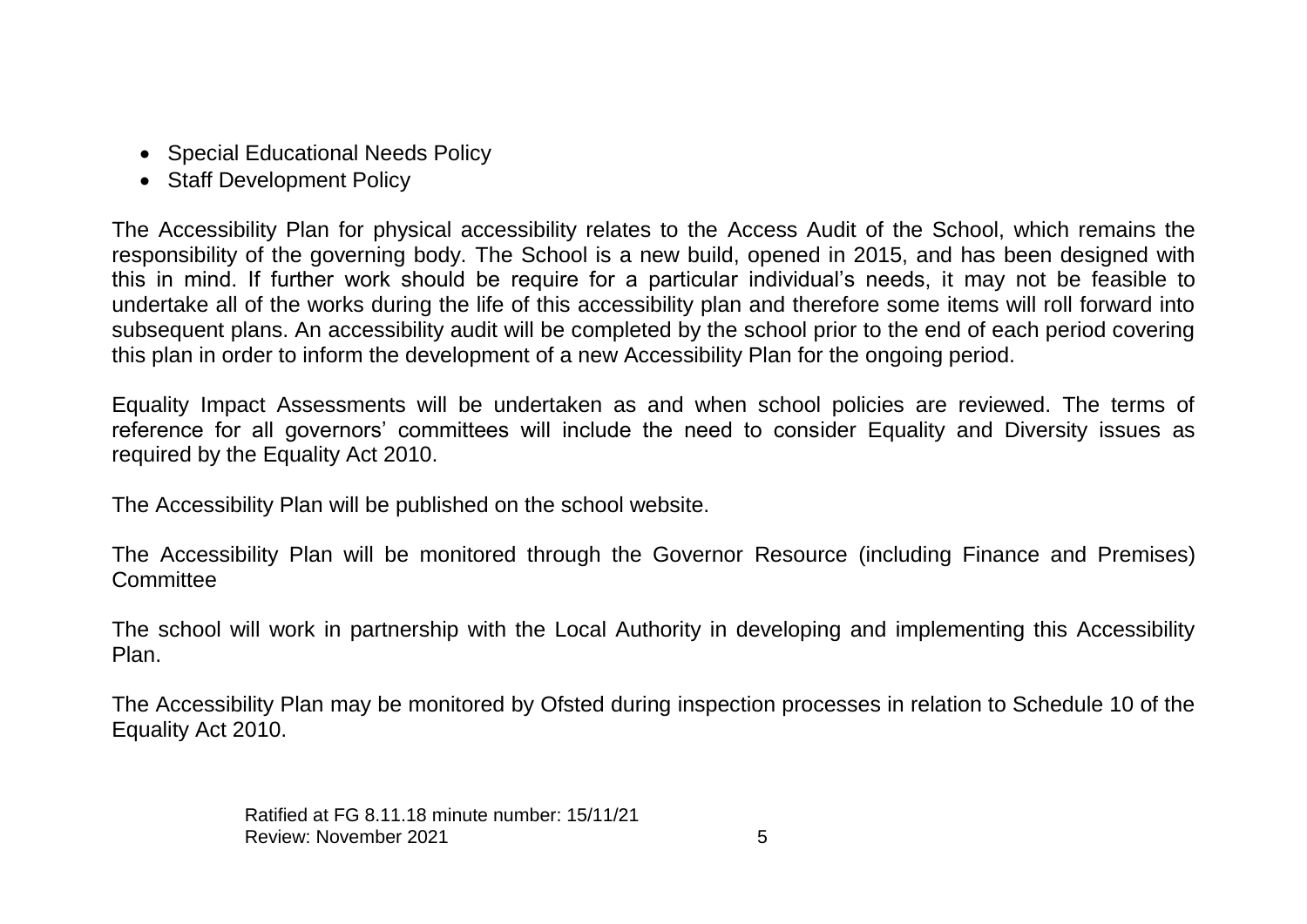- Special Educational Needs Policy
- Staff Development Policy

The Accessibility Plan for physical accessibility relates to the Access Audit of the School, which remains the responsibility of the governing body. The School is a new build, opened in 2015, and has been designed with this in mind. If further work should be require for a particular individual's needs, it may not be feasible to undertake all of the works during the life of this accessibility plan and therefore some items will roll forward into subsequent plans. An accessibility audit will be completed by the school prior to the end of each period covering this plan in order to inform the development of a new Accessibility Plan for the ongoing period.

Equality Impact Assessments will be undertaken as and when school policies are reviewed. The terms of reference for all governors' committees will include the need to consider Equality and Diversity issues as required by the Equality Act 2010.

The Accessibility Plan will be published on the school website.

The Accessibility Plan will be monitored through the Governor Resource (including Finance and Premises) Committee

The school will work in partnership with the Local Authority in developing and implementing this Accessibility Plan.

The Accessibility Plan may be monitored by Ofsted during inspection processes in relation to Schedule 10 of the Equality Act 2010.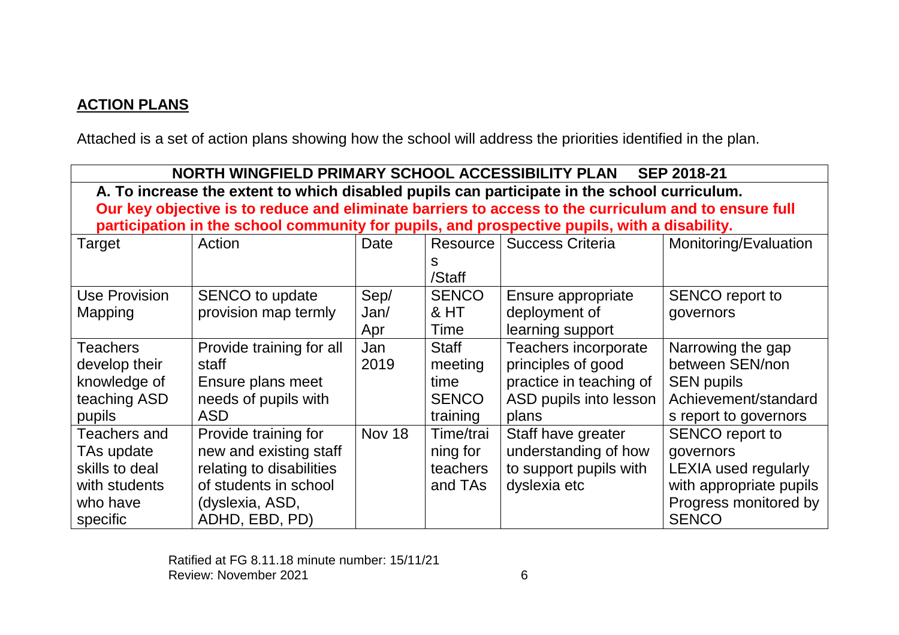## ACTION PLANS

Attached is a set of action plans showing how the school will address the priorities identified in the plan.

| NORTH WINGFIELD PRIMARY SCHOOL ACCESSIBILITY PLAN SEP 2018-21 | | | | | |
|---|---|---|---|---|---|
| **A. To increase the extent to which disabled pupils can participate in the school curriculum.** **Our key objective is to reduce and eliminate barriers to access to the curriculum and to ensure full participation in the school community for pupils, and prospective pupils, with a disability.** | | | | | |
| Target | Action | Date | Resources /Staff | Success Criteria | Monitoring/Evaluation |
| Use Provision Mapping | SENCO to update provision map termly | Sep/ Jan/ Apr | SENCO & HT Time | Ensure appropriate deployment of learning support | SENCO report to governors |
| Teachers develop their knowledge of teaching ASD pupils | Provide training for all staff<br>Ensure plans meet needs of pupils with ASD | Jan 2019 | Staff meeting time<br>SENCO training | Teachers incorporate principles of good practice in teaching of ASD pupils into lesson plans | Narrowing the gap between SEN/non SEN pupils<br>Achievement/standards report to governors |
| Teachers and TAs update skills to deal with students who have specific | Provide training for new and existing staff relating to disabilities of students in school (dyslexia, ASD, ADHD, EBD, PD) | Nov 18 | Time/training for teachers and TAs | Staff have greater understanding of how to support pupils with dyslexia etc | SENCO report to governors<br>LEXIA used regularly with appropriate pupils<br>Progress monitored by SENCO |

Ratified at FG 8.11.18 minute number: 15/11/21
Review: November 2021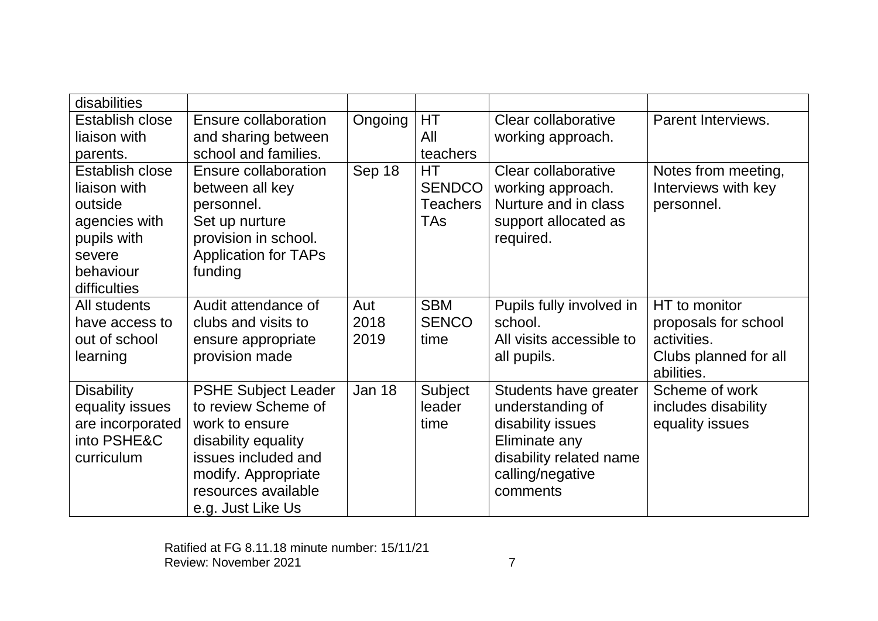| disabilities | | | | | |
|---|---|---|---|---|---|
| Establish close liaison with parents. | Ensure collaboration and sharing between school and families. | Ongoing | HT<br>All teachers | Clear collaborative working approach. | Parent Interviews. |
| Establish close liaison with outside agencies with pupils with severe behaviour difficulties | Ensure collaboration between all key personnel.<br>Set up nurture provision in school.<br>Application for TAPs funding | Sep 18 | HT<br>SENDCO<br>Teachers<br>TAs | Clear collaborative working approach.<br>Nurture and in class support allocated as required. | Notes from meeting, Interviews with key personnel. |
| All students have access to out of school learning | Audit attendance of clubs and visits to ensure appropriate provision made | Aut 2018 2019 | SBM<br>SENCO time | Pupils fully involved in school.<br>All visits accessible to all pupils. | HT to monitor proposals for school activities.<br>Clubs planned for all abilities. |
| Disability equality issues are incorporated into PSHE&C curriculum | PSHE Subject Leader to review Scheme of work to ensure disability equality issues included and modify. Appropriate resources available e.g. Just Like Us | Jan 18 | Subject leader time | Students have greater understanding of disability issues<br>Eliminate any disability related name calling/negative comments | Scheme of work includes disability equality issues |

Ratified at FG 8.11.18 minute number: 15/11/21
Review: November 2021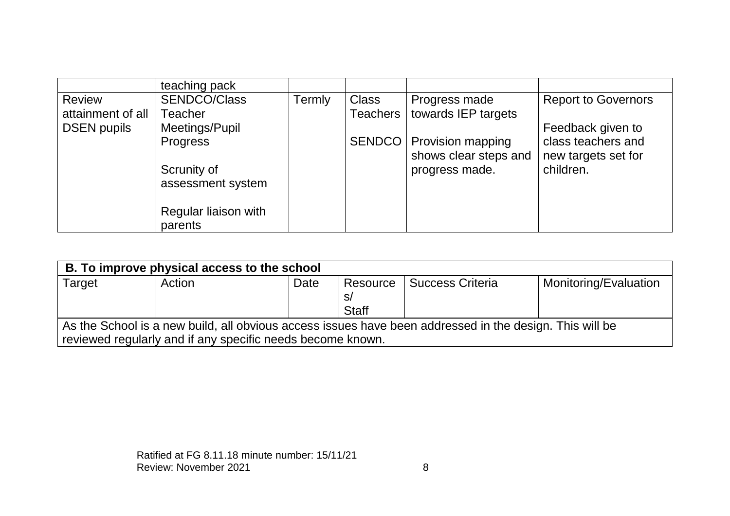|  | teaching pack |  |  |  |  |
|---|---|---|---|---|---|
| Review attainment of all DSEN pupils | SENDCO/Class Teacher Meetings/Pupil Progress<br><br>Scrunity of assessment system<br><br>Regular liaison with parents | Termly | Class Teachers<br><br>SENDCO | Progress made towards IEP targets<br><br>Provision mapping shows clear steps and progress made. | Report to Governors<br><br>Feedback given to class teachers and new targets set for children. |

| **B. To improve physical access to the school** | | | | | |
|---|---|---|---|---|---|
| Target | Action | Date | Resources/ Staff | Success Criteria | Monitoring/Evaluation |
| As the School is a new build, all obvious access issues have been addressed in the design. This will be reviewed regularly and if any specific needs become known. | | | | | |

Ratified at FG 8.11.18 minute number: 15/11/21
Review: November 2021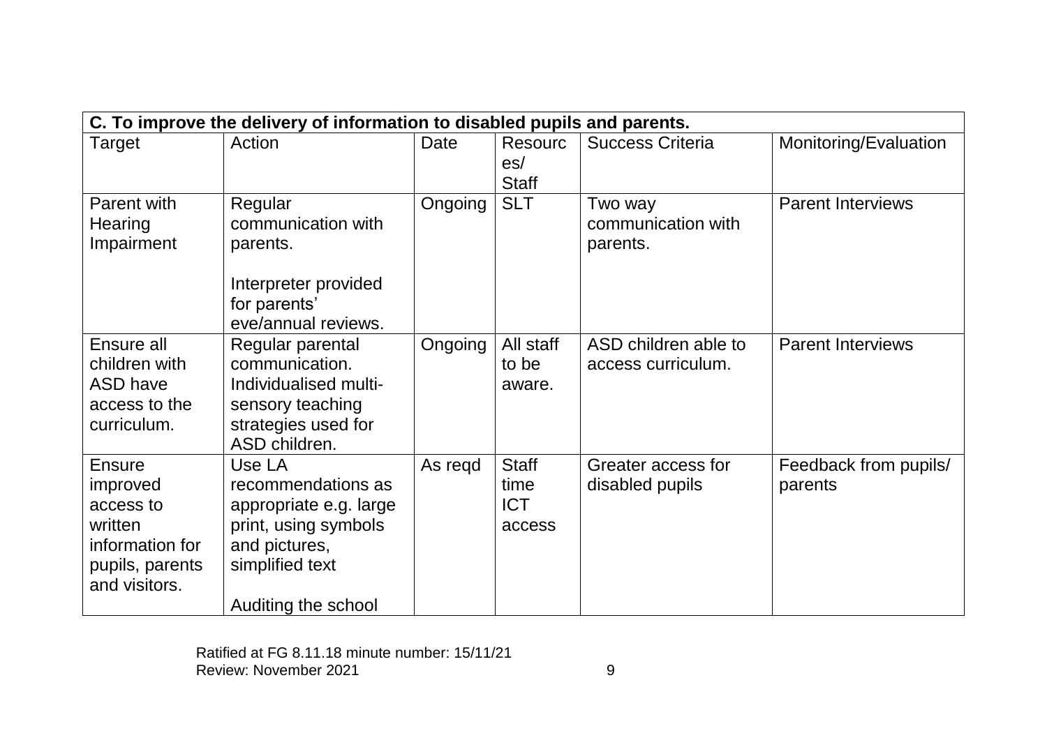| C. To improve the delivery of information to disabled pupils and parents. | | | | | |
|---|---|---|---|---|---|
| Target | Action | Date | Resources/ Staff | Success Criteria | Monitoring/Evaluation |
| Parent with Hearing Impairment | Regular communication with parents.<br><br>Interpreter provided for parents' eve/annual reviews. | Ongoing | SLT | Two way communication with parents. | Parent Interviews |
| Ensure all children with ASD have access to the curriculum. | Regular parental communication. Individualised multi-sensory teaching strategies used for ASD children. | Ongoing | All staff to be aware. | ASD children able to access curriculum. | Parent Interviews |
| Ensure improved access to written information for pupils, parents and visitors. | Use LA recommendations as appropriate e.g. large print, using symbols and pictures, simplified text<br><br>Auditing the school | As reqd | Staff time ICT access | Greater access for disabled pupils | Feedback from pupils/ parents |

Ratified at FG 8.11.18 minute number: 15/11/21
Review: November 2021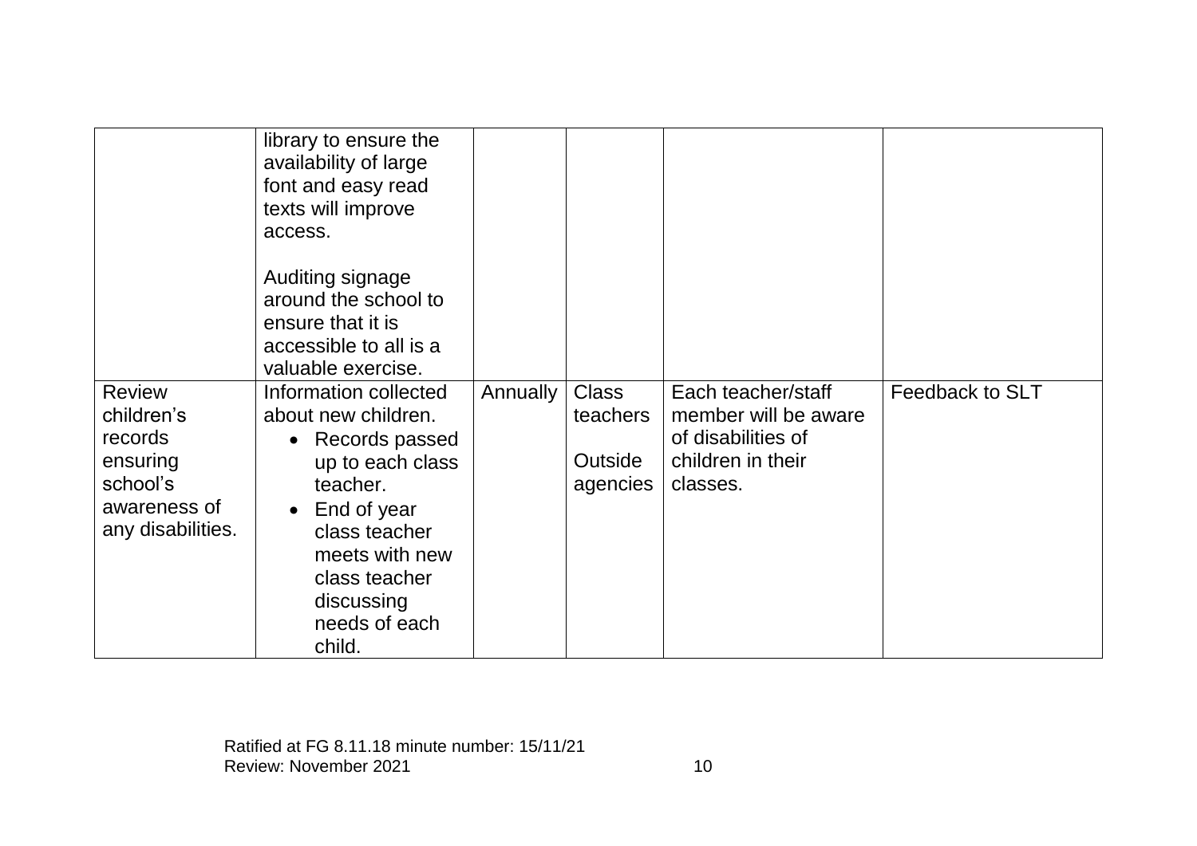| | | | | | |
|---|---|---|---|---|---|
| | library to ensure the availability of large font and easy read texts will improve access.<br><br>Auditing signage around the school to ensure that it is accessible to all is a valuable exercise. | | | | |
| Review children's records ensuring school's awareness of any disabilities. | Information collected about new children.<br>• Records passed up to each class teacher.<br>• End of year class teacher meets with new class teacher discussing needs of each child. | Annually | Class teachers<br><br>Outside agencies | Each teacher/staff member will be aware of disabilities of children in their classes. | Feedback to SLT |

Ratified at FG 8.11.18 minute number: 15/11/21
Review: November 2021